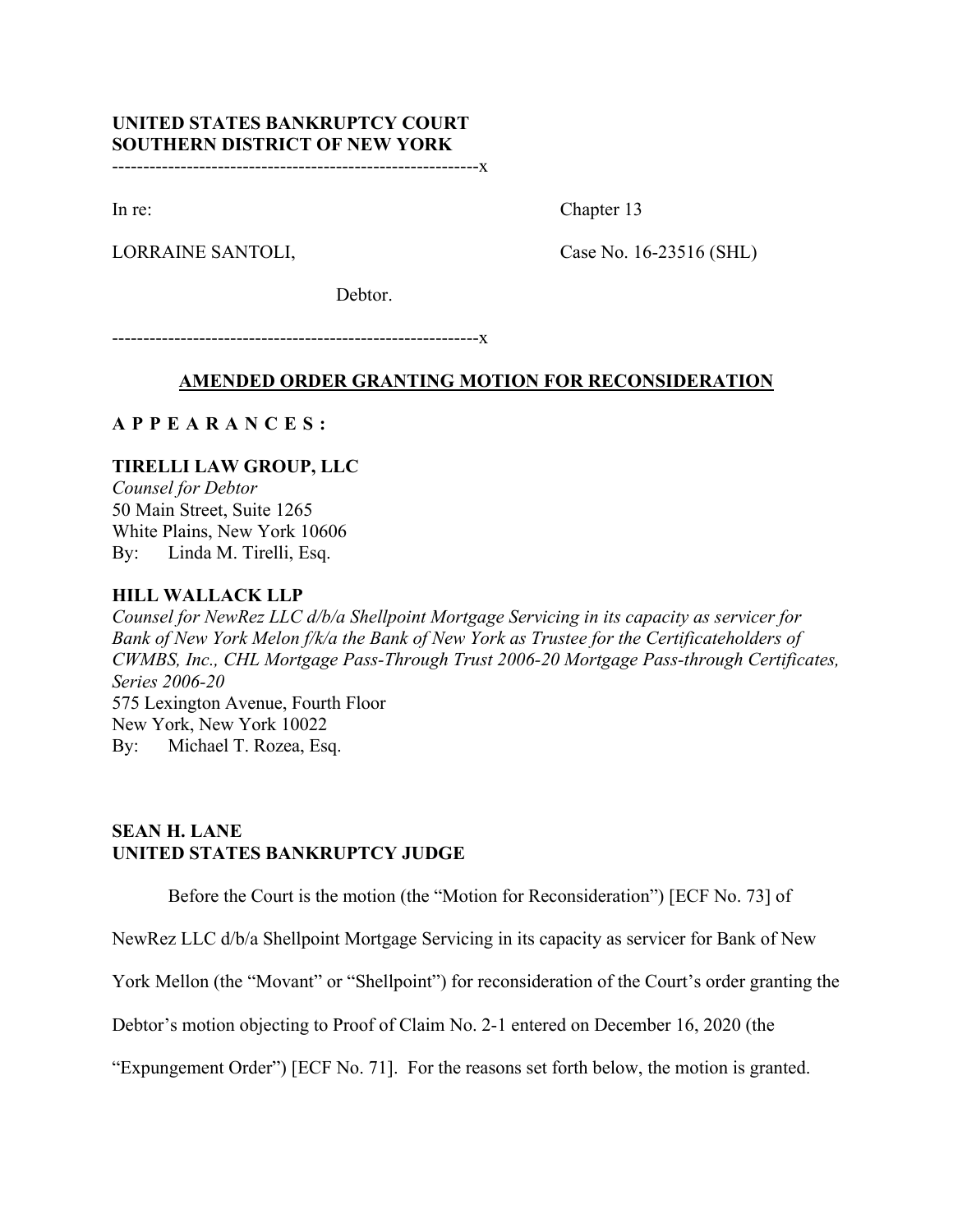**UNITED STATES BANKRUPTCY COURT**
**SOUTHERN DISTRICT OF NEW YORK**

----------------------------------------------------------x

In re: Chapter 13

LORRAINE SANTOLI, Case No. 16-23516 (SHL)

Debtor.

----------------------------------------------------------x

## AMENDED ORDER GRANTING MOTION FOR RECONSIDERATION

**A P P E A R A N C E S :**

**TIRELLI LAW GROUP, LLC**
*Counsel for Debtor*
50 Main Street, Suite 1265
White Plains, New York 10606
By: Linda M. Tirelli, Esq.

**HILL WALLACK LLP**
*Counsel for NewRez LLC d/b/a Shellpoint Mortgage Servicing in its capacity as servicer for Bank of New York Melon f/k/a the Bank of New York as Trustee for the Certificateholders of CWMBS, Inc., CHL Mortgage Pass-Through Trust 2006-20 Mortgage Pass-through Certificates, Series 2006-20*
575 Lexington Avenue, Fourth Floor
New York, New York 10022
By: Michael T. Rozea, Esq.

**SEAN H. LANE**
**UNITED STATES BANKRUPTCY JUDGE**

Before the Court is the motion (the "Motion for Reconsideration") [ECF No. 73] of NewRez LLC d/b/a Shellpoint Mortgage Servicing in its capacity as servicer for Bank of New York Mellon (the "Movant" or "Shellpoint") for reconsideration of the Court's order granting the Debtor's motion objecting to Proof of Claim No. 2-1 entered on December 16, 2020 (the "Expungement Order") [ECF No. 71]. For the reasons set forth below, the motion is granted.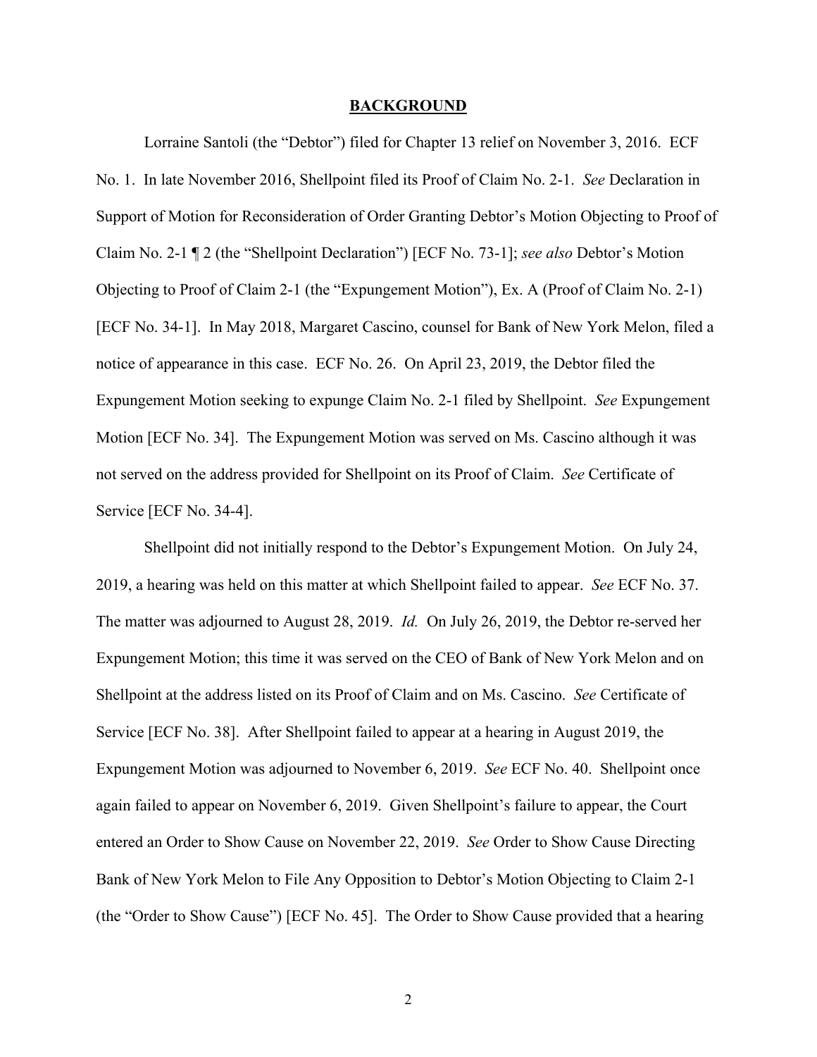## BACKGROUND

Lorraine Santoli (the "Debtor") filed for Chapter 13 relief on November 3, 2016. ECF No. 1. In late November 2016, Shellpoint filed its Proof of Claim No. 2-1. *See* Declaration in Support of Motion for Reconsideration of Order Granting Debtor's Motion Objecting to Proof of Claim No. 2-1 ¶ 2 (the "Shellpoint Declaration") [ECF No. 73-1]; *see also* Debtor's Motion Objecting to Proof of Claim 2-1 (the "Expungement Motion"), Ex. A (Proof of Claim No. 2-1) [ECF No. 34-1]. In May 2018, Margaret Cascino, counsel for Bank of New York Melon, filed a notice of appearance in this case. ECF No. 26. On April 23, 2019, the Debtor filed the Expungement Motion seeking to expunge Claim No. 2-1 filed by Shellpoint. *See* Expungement Motion [ECF No. 34]. The Expungement Motion was served on Ms. Cascino although it was not served on the address provided for Shellpoint on its Proof of Claim. *See* Certificate of Service [ECF No. 34-4].

Shellpoint did not initially respond to the Debtor's Expungement Motion. On July 24, 2019, a hearing was held on this matter at which Shellpoint failed to appear. *See* ECF No. 37. The matter was adjourned to August 28, 2019. *Id.* On July 26, 2019, the Debtor re-served her Expungement Motion; this time it was served on the CEO of Bank of New York Melon and on Shellpoint at the address listed on its Proof of Claim and on Ms. Cascino. *See* Certificate of Service [ECF No. 38]. After Shellpoint failed to appear at a hearing in August 2019, the Expungement Motion was adjourned to November 6, 2019. *See* ECF No. 40. Shellpoint once again failed to appear on November 6, 2019. Given Shellpoint's failure to appear, the Court entered an Order to Show Cause on November 22, 2019. *See* Order to Show Cause Directing Bank of New York Melon to File Any Opposition to Debtor's Motion Objecting to Claim 2-1 (the "Order to Show Cause") [ECF No. 45]. The Order to Show Cause provided that a hearing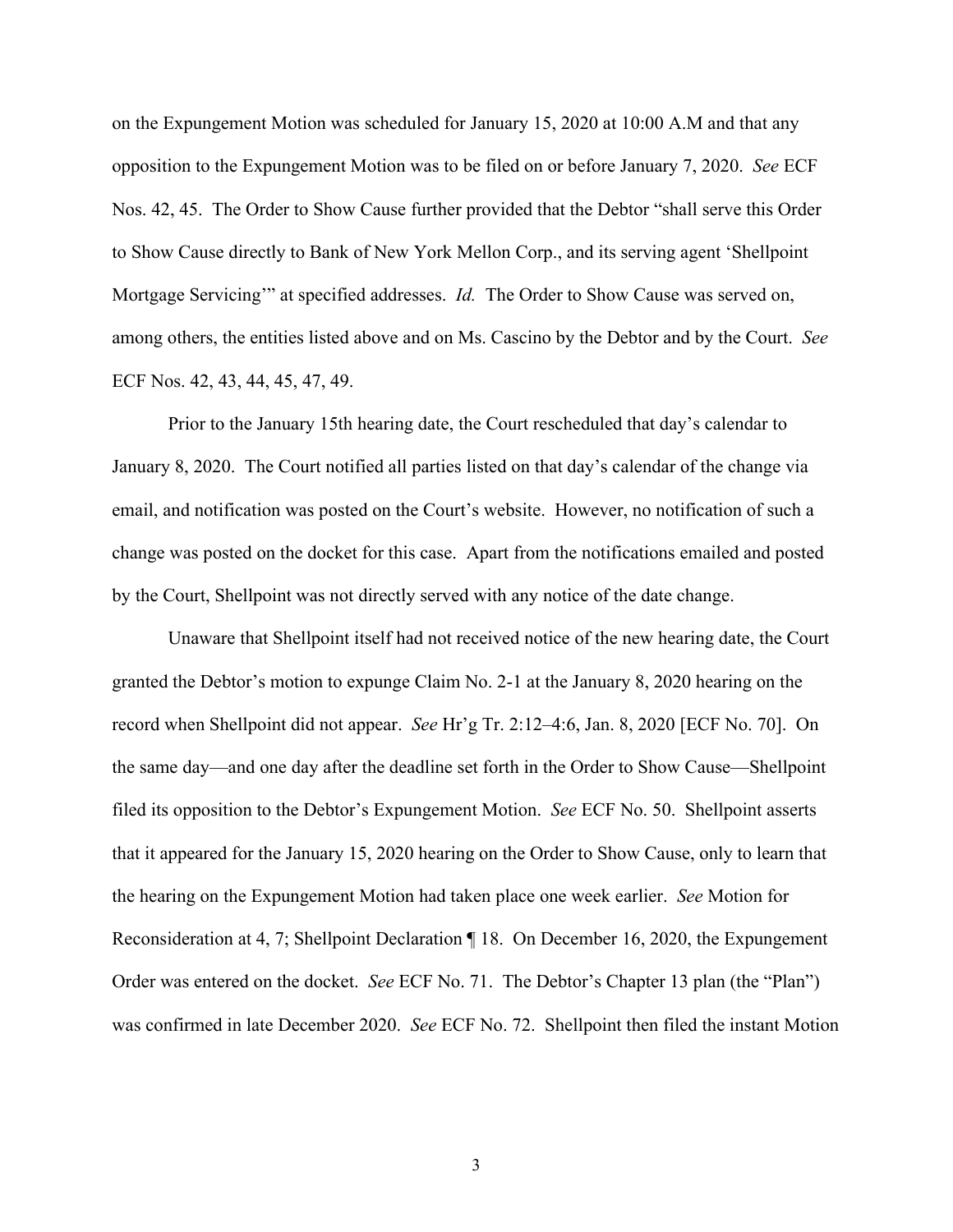on the Expungement Motion was scheduled for January 15, 2020 at 10:00 A.M and that any opposition to the Expungement Motion was to be filed on or before January 7, 2020. *See* ECF Nos. 42, 45. The Order to Show Cause further provided that the Debtor "shall serve this Order to Show Cause directly to Bank of New York Mellon Corp., and its serving agent 'Shellpoint Mortgage Servicing'" at specified addresses. *Id.* The Order to Show Cause was served on, among others, the entities listed above and on Ms. Cascino by the Debtor and by the Court. *See* ECF Nos. 42, 43, 44, 45, 47, 49.

Prior to the January 15th hearing date, the Court rescheduled that day's calendar to January 8, 2020. The Court notified all parties listed on that day's calendar of the change via email, and notification was posted on the Court's website. However, no notification of such a change was posted on the docket for this case. Apart from the notifications emailed and posted by the Court, Shellpoint was not directly served with any notice of the date change.

Unaware that Shellpoint itself had not received notice of the new hearing date, the Court granted the Debtor's motion to expunge Claim No. 2-1 at the January 8, 2020 hearing on the record when Shellpoint did not appear. *See* Hr'g Tr. 2:12–4:6, Jan. 8, 2020 [ECF No. 70]. On the same day—and one day after the deadline set forth in the Order to Show Cause—Shellpoint filed its opposition to the Debtor's Expungement Motion. *See* ECF No. 50. Shellpoint asserts that it appeared for the January 15, 2020 hearing on the Order to Show Cause, only to learn that the hearing on the Expungement Motion had taken place one week earlier. *See* Motion for Reconsideration at 4, 7; Shellpoint Declaration ¶ 18. On December 16, 2020, the Expungement Order was entered on the docket. *See* ECF No. 71. The Debtor's Chapter 13 plan (the "Plan") was confirmed in late December 2020. *See* ECF No. 72. Shellpoint then filed the instant Motion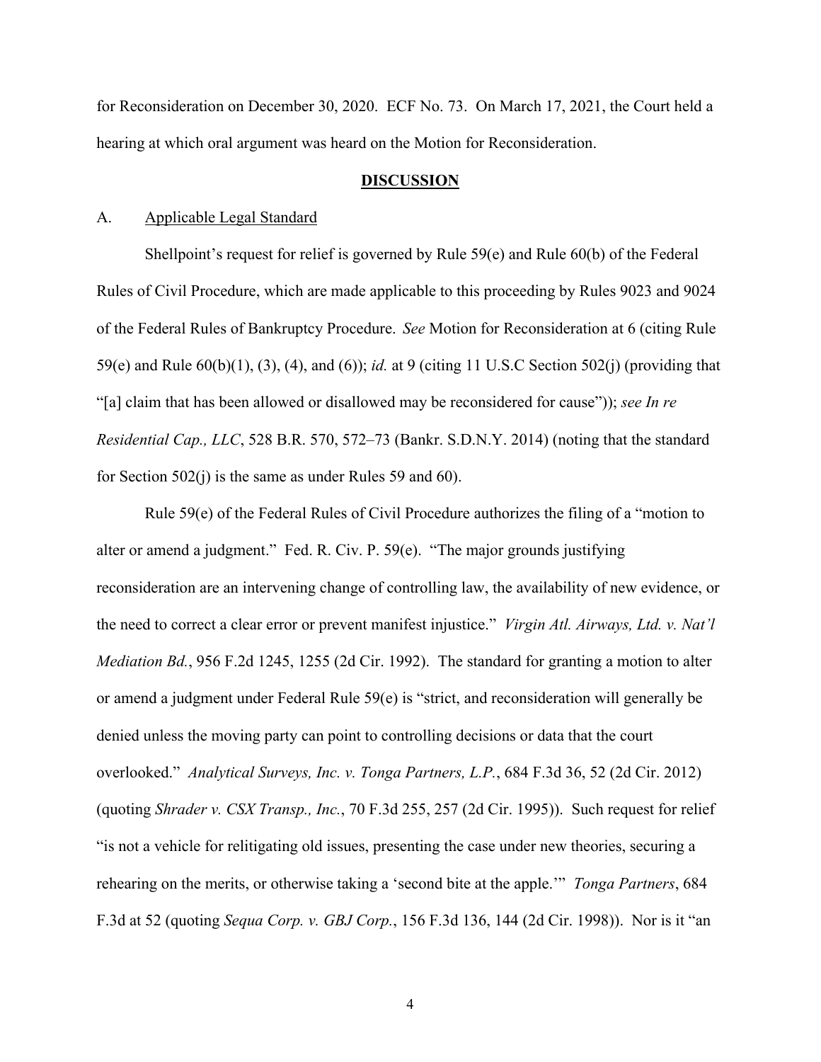for Reconsideration on December 30, 2020. ECF No. 73. On March 17, 2021, the Court held a hearing at which oral argument was heard on the Motion for Reconsideration.

## **DISCUSSION**

### A. Applicable Legal Standard

Shellpoint's request for relief is governed by Rule 59(e) and Rule 60(b) of the Federal Rules of Civil Procedure, which are made applicable to this proceeding by Rules 9023 and 9024 of the Federal Rules of Bankruptcy Procedure. *See* Motion for Reconsideration at 6 (citing Rule 59(e) and Rule 60(b)(1), (3), (4), and (6)); *id.* at 9 (citing 11 U.S.C Section 502(j) (providing that "[a] claim that has been allowed or disallowed may be reconsidered for cause")); *see In re Residential Cap., LLC*, 528 B.R. 570, 572–73 (Bankr. S.D.N.Y. 2014) (noting that the standard for Section 502(j) is the same as under Rules 59 and 60).

Rule 59(e) of the Federal Rules of Civil Procedure authorizes the filing of a "motion to alter or amend a judgment." Fed. R. Civ. P. 59(e). "The major grounds justifying reconsideration are an intervening change of controlling law, the availability of new evidence, or the need to correct a clear error or prevent manifest injustice." *Virgin Atl. Airways, Ltd. v. Nat'l Mediation Bd.*, 956 F.2d 1245, 1255 (2d Cir. 1992). The standard for granting a motion to alter or amend a judgment under Federal Rule 59(e) is "strict, and reconsideration will generally be denied unless the moving party can point to controlling decisions or data that the court overlooked." *Analytical Surveys, Inc. v. Tonga Partners, L.P.*, 684 F.3d 36, 52 (2d Cir. 2012) (quoting *Shrader v. CSX Transp., Inc.*, 70 F.3d 255, 257 (2d Cir. 1995)). Such request for relief "is not a vehicle for relitigating old issues, presenting the case under new theories, securing a rehearing on the merits, or otherwise taking a 'second bite at the apple.'" *Tonga Partners*, 684 F.3d at 52 (quoting *Sequa Corp. v. GBJ Corp.*, 156 F.3d 136, 144 (2d Cir. 1998)). Nor is it "an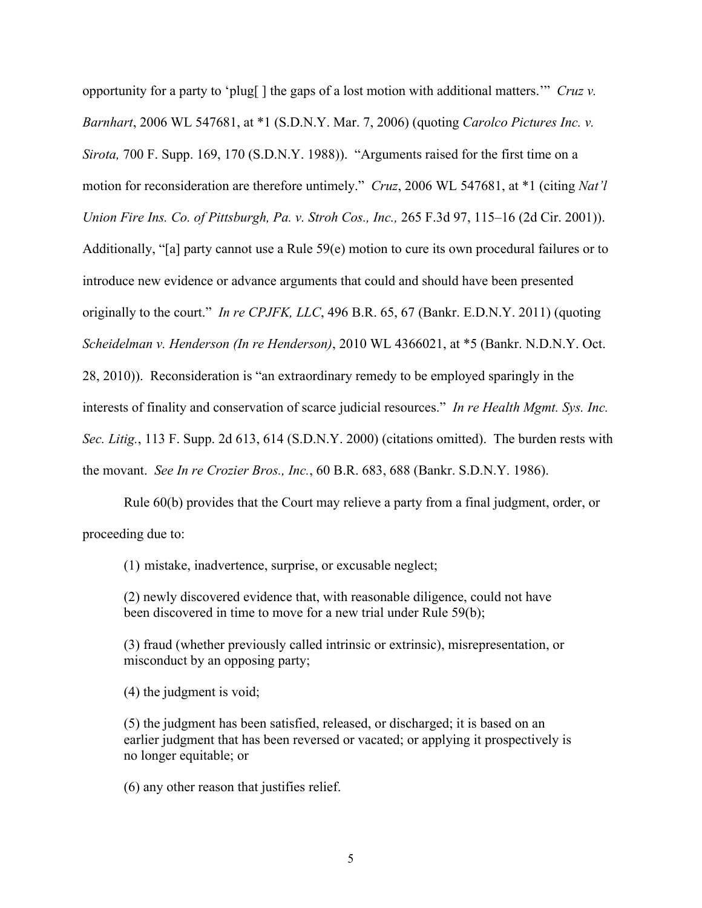opportunity for a party to 'plug[ ] the gaps of a lost motion with additional matters.'" *Cruz v. Barnhart*, 2006 WL 547681, at *1 (S.D.N.Y. Mar. 7, 2006) (quoting *Carolco Pictures Inc. v. Sirota,* 700 F. Supp. 169, 170 (S.D.N.Y. 1988)). "Arguments raised for the first time on a motion for reconsideration are therefore untimely." *Cruz*, 2006 WL 547681, at *1 (citing *Nat'l Union Fire Ins. Co. of Pittsburgh, Pa. v. Stroh Cos., Inc.,* 265 F.3d 97, 115–16 (2d Cir. 2001)). Additionally, "[a] party cannot use a Rule 59(e) motion to cure its own procedural failures or to introduce new evidence or advance arguments that could and should have been presented originally to the court." *In re CPJFK, LLC*, 496 B.R. 65, 67 (Bankr. E.D.N.Y. 2011) (quoting *Scheidelman v. Henderson (In re Henderson)*, 2010 WL 4366021, at *5 (Bankr. N.D.N.Y. Oct. 28, 2010)). Reconsideration is "an extraordinary remedy to be employed sparingly in the interests of finality and conservation of scarce judicial resources." *In re Health Mgmt. Sys. Inc. Sec. Litig.*, 113 F. Supp. 2d 613, 614 (S.D.N.Y. 2000) (citations omitted). The burden rests with the movant. *See In re Crozier Bros., Inc.*, 60 B.R. 683, 688 (Bankr. S.D.N.Y. 1986).

Rule 60(b) provides that the Court may relieve a party from a final judgment, order, or proceeding due to:

> (1) mistake, inadvertence, surprise, or excusable neglect;
>
> (2) newly discovered evidence that, with reasonable diligence, could not have been discovered in time to move for a new trial under Rule 59(b);
>
> (3) fraud (whether previously called intrinsic or extrinsic), misrepresentation, or misconduct by an opposing party;
>
> (4) the judgment is void;
>
> (5) the judgment has been satisfied, released, or discharged; it is based on an earlier judgment that has been reversed or vacated; or applying it prospectively is no longer equitable; or
>
> (6) any other reason that justifies relief.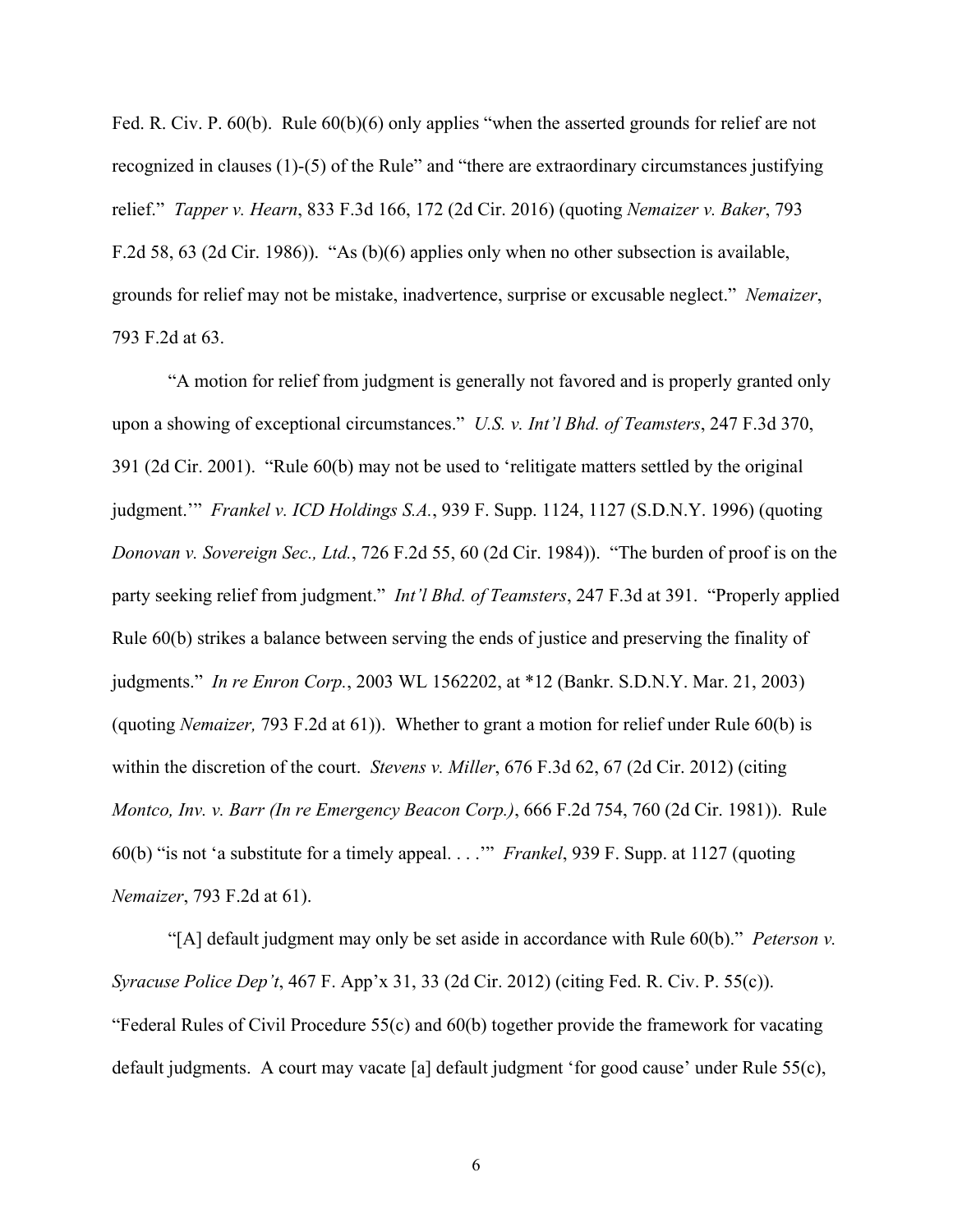Fed. R. Civ. P. 60(b). Rule 60(b)(6) only applies "when the asserted grounds for relief are not recognized in clauses (1)-(5) of the Rule" and "there are extraordinary circumstances justifying relief." *Tapper v. Hearn*, 833 F.3d 166, 172 (2d Cir. 2016) (quoting *Nemaizer v. Baker*, 793 F.2d 58, 63 (2d Cir. 1986)). "As (b)(6) applies only when no other subsection is available, grounds for relief may not be mistake, inadvertence, surprise or excusable neglect." *Nemaizer*, 793 F.2d at 63.

"A motion for relief from judgment is generally not favored and is properly granted only upon a showing of exceptional circumstances." *U.S. v. Int'l Bhd. of Teamsters*, 247 F.3d 370, 391 (2d Cir. 2001). "Rule 60(b) may not be used to 'relitigate matters settled by the original judgment.'" *Frankel v. ICD Holdings S.A.*, 939 F. Supp. 1124, 1127 (S.D.N.Y. 1996) (quoting *Donovan v. Sovereign Sec., Ltd.*, 726 F.2d 55, 60 (2d Cir. 1984)). "The burden of proof is on the party seeking relief from judgment." *Int'l Bhd. of Teamsters*, 247 F.3d at 391. "Properly applied Rule 60(b) strikes a balance between serving the ends of justice and preserving the finality of judgments." *In re Enron Corp.*, 2003 WL 1562202, at *12 (Bankr. S.D.N.Y. Mar. 21, 2003) (quoting *Nemaizer,* 793 F.2d at 61)). Whether to grant a motion for relief under Rule 60(b) is within the discretion of the court. *Stevens v. Miller*, 676 F.3d 62, 67 (2d Cir. 2012) (citing *Montco, Inv. v. Barr (In re Emergency Beacon Corp.)*, 666 F.2d 754, 760 (2d Cir. 1981)). Rule 60(b) "is not 'a substitute for a timely appeal. . . .'" *Frankel*, 939 F. Supp. at 1127 (quoting *Nemaizer*, 793 F.2d at 61).

"[A] default judgment may only be set aside in accordance with Rule 60(b)." *Peterson v. Syracuse Police Dep't*, 467 F. App'x 31, 33 (2d Cir. 2012) (citing Fed. R. Civ. P. 55(c)). "Federal Rules of Civil Procedure 55(c) and 60(b) together provide the framework for vacating default judgments. A court may vacate [a] default judgment 'for good cause' under Rule 55(c),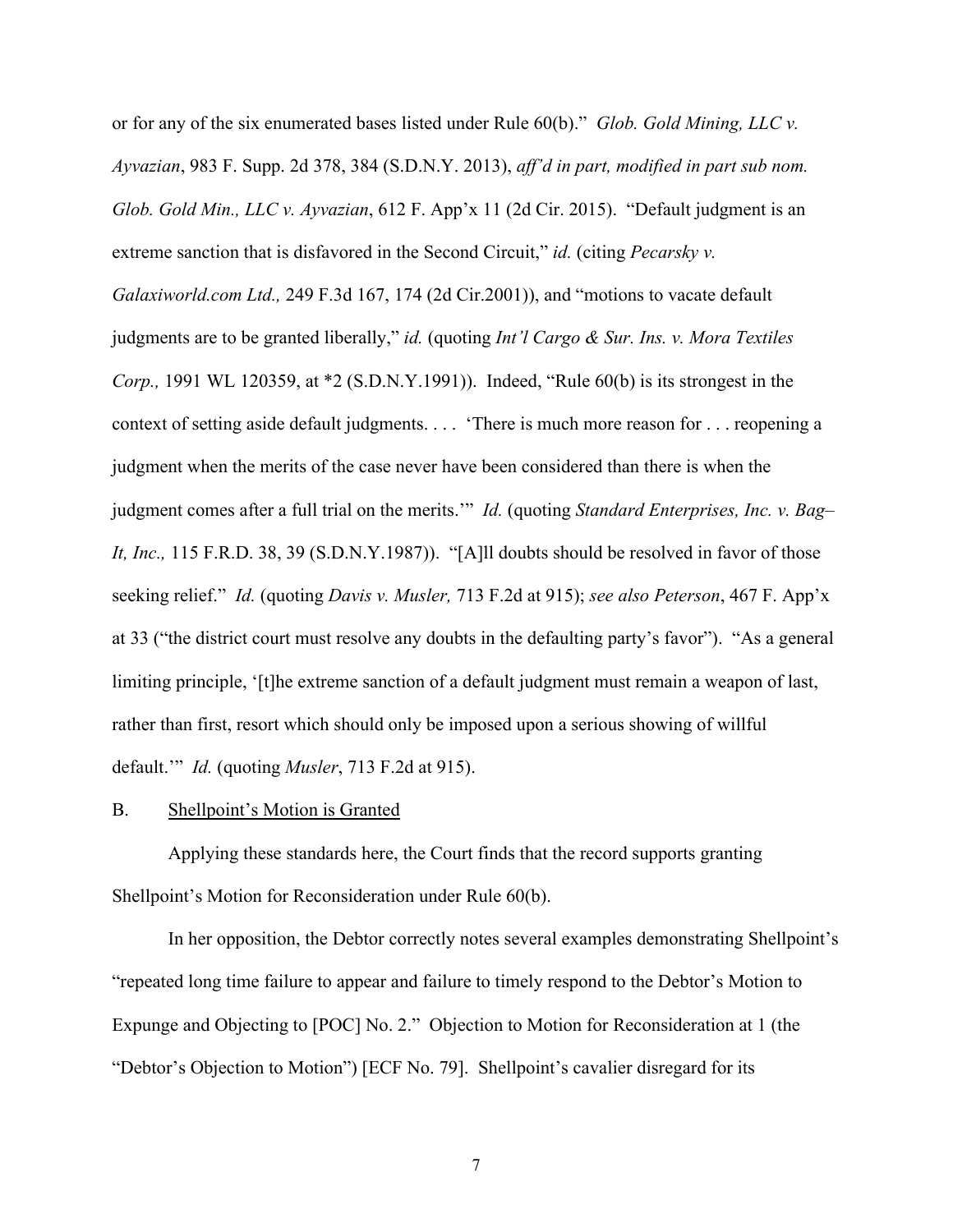or for any of the six enumerated bases listed under Rule 60(b)." *Glob. Gold Mining, LLC v. Ayvazian*, 983 F. Supp. 2d 378, 384 (S.D.N.Y. 2013), *aff'd in part, modified in part sub nom. Glob. Gold Min., LLC v. Ayvazian*, 612 F. App'x 11 (2d Cir. 2015). "Default judgment is an extreme sanction that is disfavored in the Second Circuit," *id.* (citing *Pecarsky v. Galaxiworld.com Ltd.,* 249 F.3d 167, 174 (2d Cir.2001)), and "motions to vacate default judgments are to be granted liberally," *id.* (quoting *Int'l Cargo & Sur. Ins. v. Mora Textiles Corp.,* 1991 WL 120359, at *2 (S.D.N.Y.1991)). Indeed, "Rule 60(b) is its strongest in the context of setting aside default judgments. . . . 'There is much more reason for . . . reopening a judgment when the merits of the case never have been considered than there is when the judgment comes after a full trial on the merits.'" *Id.* (quoting *Standard Enterprises, Inc. v. Bag–It, Inc.,* 115 F.R.D. 38, 39 (S.D.N.Y.1987)). "[A]ll doubts should be resolved in favor of those seeking relief." *Id.* (quoting *Davis v. Musler,* 713 F.2d at 915); *see also Peterson*, 467 F. App'x at 33 ("the district court must resolve any doubts in the defaulting party's favor"). "As a general limiting principle, '[t]he extreme sanction of a default judgment must remain a weapon of last, rather than first, resort which should only be imposed upon a serious showing of willful default.'" *Id.* (quoting *Musler*, 713 F.2d at 915).

B. <u>Shellpoint's Motion is Granted</u>

Applying these standards here, the Court finds that the record supports granting Shellpoint's Motion for Reconsideration under Rule 60(b).

In her opposition, the Debtor correctly notes several examples demonstrating Shellpoint's "repeated long time failure to appear and failure to timely respond to the Debtor's Motion to Expunge and Objecting to [POC] No. 2." Objection to Motion for Reconsideration at 1 (the "Debtor's Objection to Motion") [ECF No. 79]. Shellpoint's cavalier disregard for its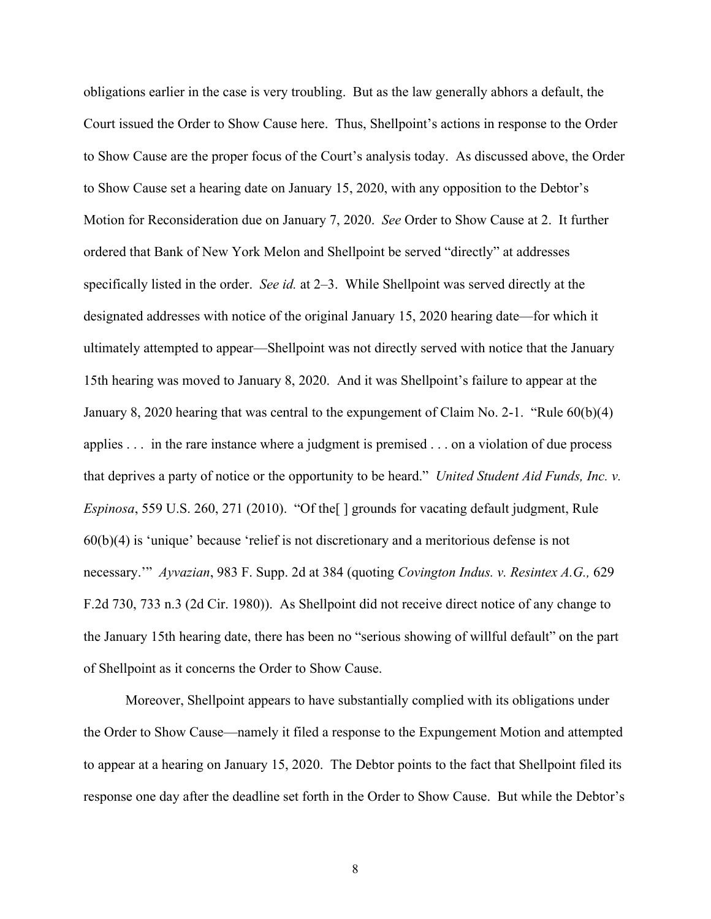obligations earlier in the case is very troubling. But as the law generally abhors a default, the Court issued the Order to Show Cause here. Thus, Shellpoint's actions in response to the Order to Show Cause are the proper focus of the Court's analysis today. As discussed above, the Order to Show Cause set a hearing date on January 15, 2020, with any opposition to the Debtor's Motion for Reconsideration due on January 7, 2020. *See* Order to Show Cause at 2. It further ordered that Bank of New York Melon and Shellpoint be served "directly" at addresses specifically listed in the order. *See id.* at 2–3. While Shellpoint was served directly at the designated addresses with notice of the original January 15, 2020 hearing date—for which it ultimately attempted to appear—Shellpoint was not directly served with notice that the January 15th hearing was moved to January 8, 2020. And it was Shellpoint's failure to appear at the January 8, 2020 hearing that was central to the expungement of Claim No. 2-1. "Rule 60(b)(4) applies . . . in the rare instance where a judgment is premised . . . on a violation of due process that deprives a party of notice or the opportunity to be heard." *United Student Aid Funds, Inc. v. Espinosa*, 559 U.S. 260, 271 (2010). "Of the[ ] grounds for vacating default judgment, Rule 60(b)(4) is 'unique' because 'relief is not discretionary and a meritorious defense is not necessary.'" *Ayvazian*, 983 F. Supp. 2d at 384 (quoting *Covington Indus. v. Resintex A.G.,* 629 F.2d 730, 733 n.3 (2d Cir. 1980)). As Shellpoint did not receive direct notice of any change to the January 15th hearing date, there has been no "serious showing of willful default" on the part of Shellpoint as it concerns the Order to Show Cause.

Moreover, Shellpoint appears to have substantially complied with its obligations under the Order to Show Cause—namely it filed a response to the Expungement Motion and attempted to appear at a hearing on January 15, 2020. The Debtor points to the fact that Shellpoint filed its response one day after the deadline set forth in the Order to Show Cause. But while the Debtor's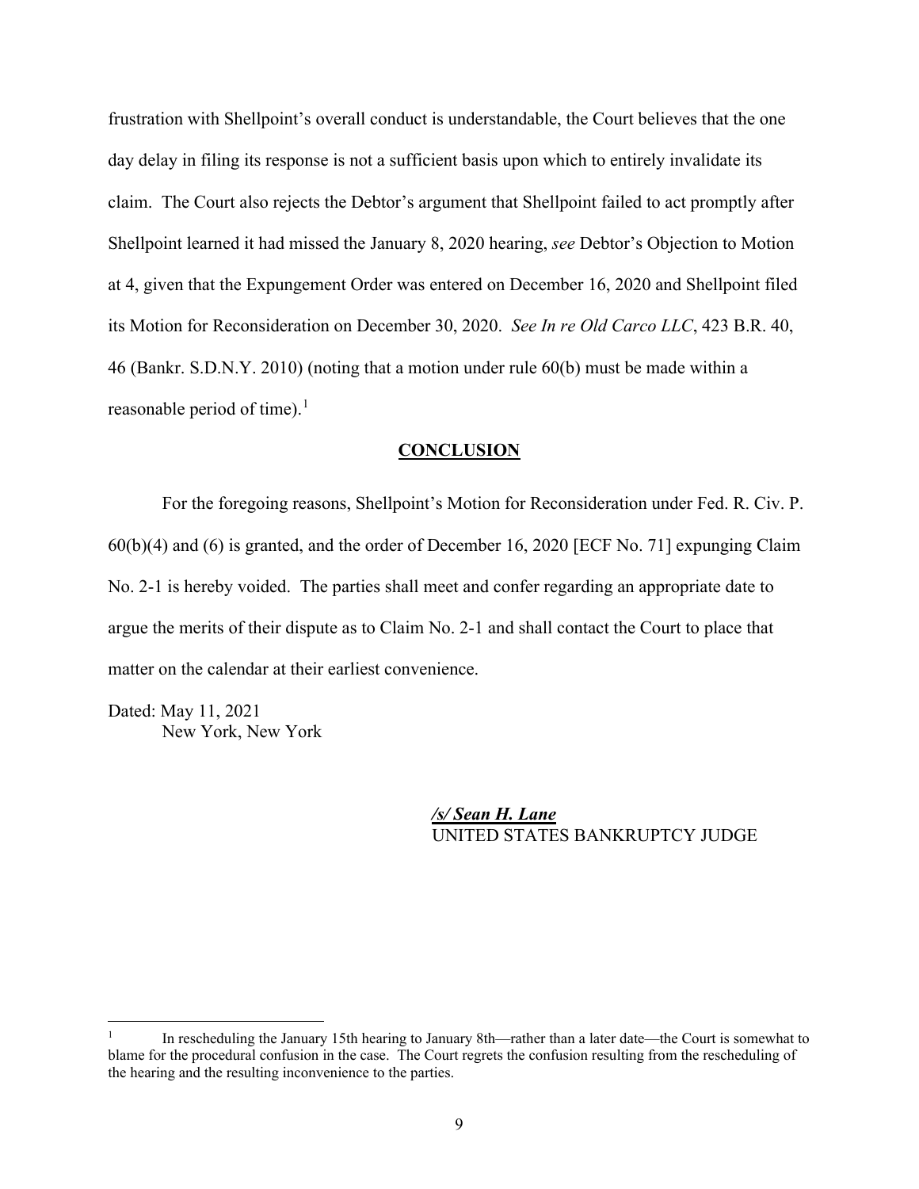frustration with Shellpoint's overall conduct is understandable, the Court believes that the one day delay in filing its response is not a sufficient basis upon which to entirely invalidate its claim. The Court also rejects the Debtor's argument that Shellpoint failed to act promptly after Shellpoint learned it had missed the January 8, 2020 hearing, *see* Debtor's Objection to Motion at 4, given that the Expungement Order was entered on December 16, 2020 and Shellpoint filed its Motion for Reconsideration on December 30, 2020. *See In re Old Carco LLC*, 423 B.R. 40, 46 (Bankr. S.D.N.Y. 2010) (noting that a motion under rule 60(b) must be made within a reasonable period of time).[1]

## CONCLUSION

For the foregoing reasons, Shellpoint's Motion for Reconsideration under Fed. R. Civ. P. 60(b)(4) and (6) is granted, and the order of December 16, 2020 [ECF No. 71] expunging Claim No. 2-1 is hereby voided. The parties shall meet and confer regarding an appropriate date to argue the merits of their dispute as to Claim No. 2-1 and shall contact the Court to place that matter on the calendar at their earliest convenience.

Dated: May 11, 2021
New York, New York

***/s/ Sean H. Lane***
UNITED STATES BANKRUPTCY JUDGE

---

[1] In rescheduling the January 15th hearing to January 8th—rather than a later date—the Court is somewhat to blame for the procedural confusion in the case. The Court regrets the confusion resulting from the rescheduling of the hearing and the resulting inconvenience to the parties.